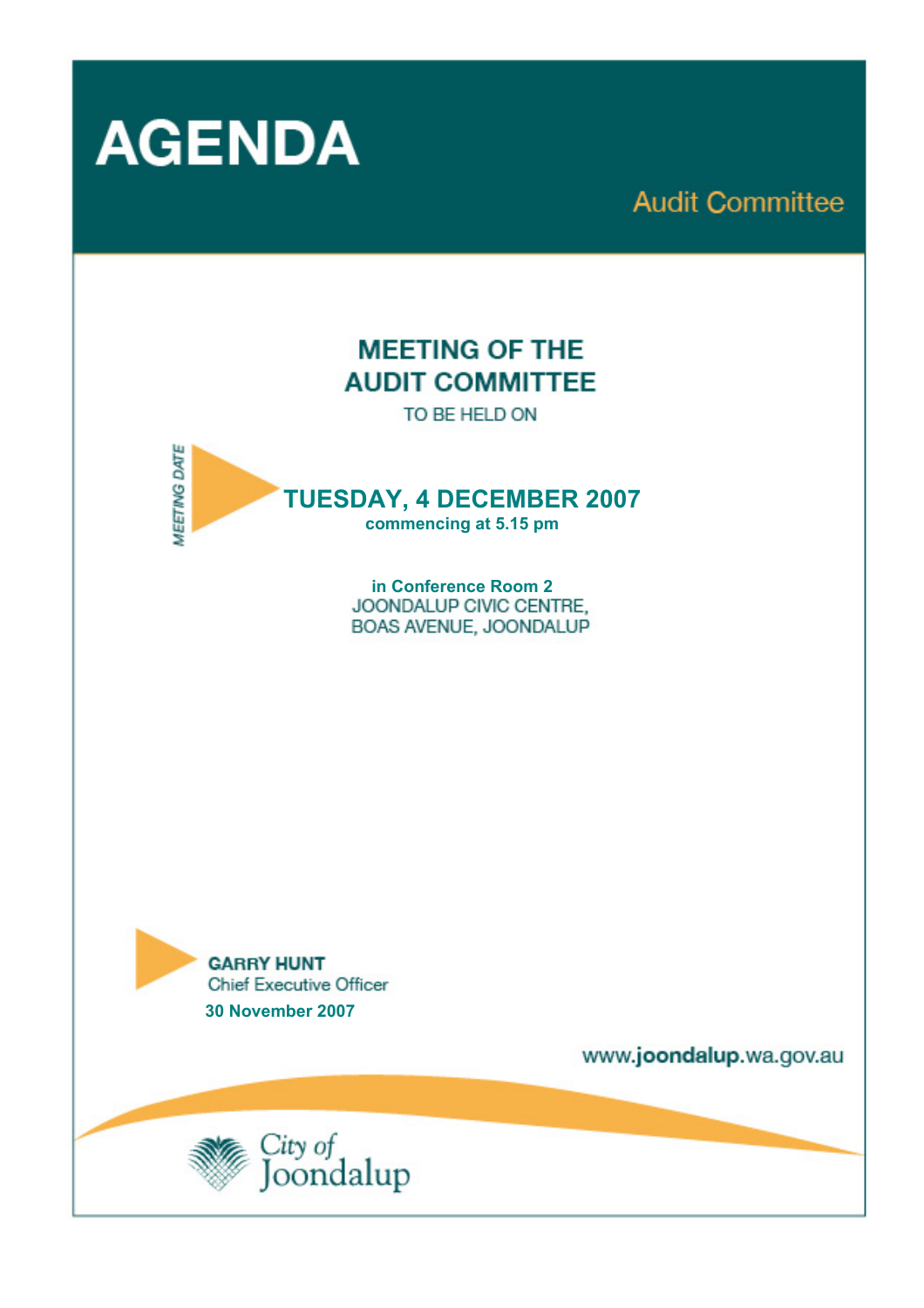# AGENDA

## Audit Committee

### MEETING OF THE AUDIT COMMITTEE

TO BE HELD ON

*MEETING DATE*

## TUESDAY, 4 DECEMBER 2007

**commencing at 5.15 pm**

**in Conference Room 2**
JOONDALUP CIVIC CENTRE,
BOAS AVENUE, JOONDALUP

**GARRY HUNT**
Chief Executive Officer
**30 November 2007**

www.**joondalup**.wa.gov.au

City of Joondalup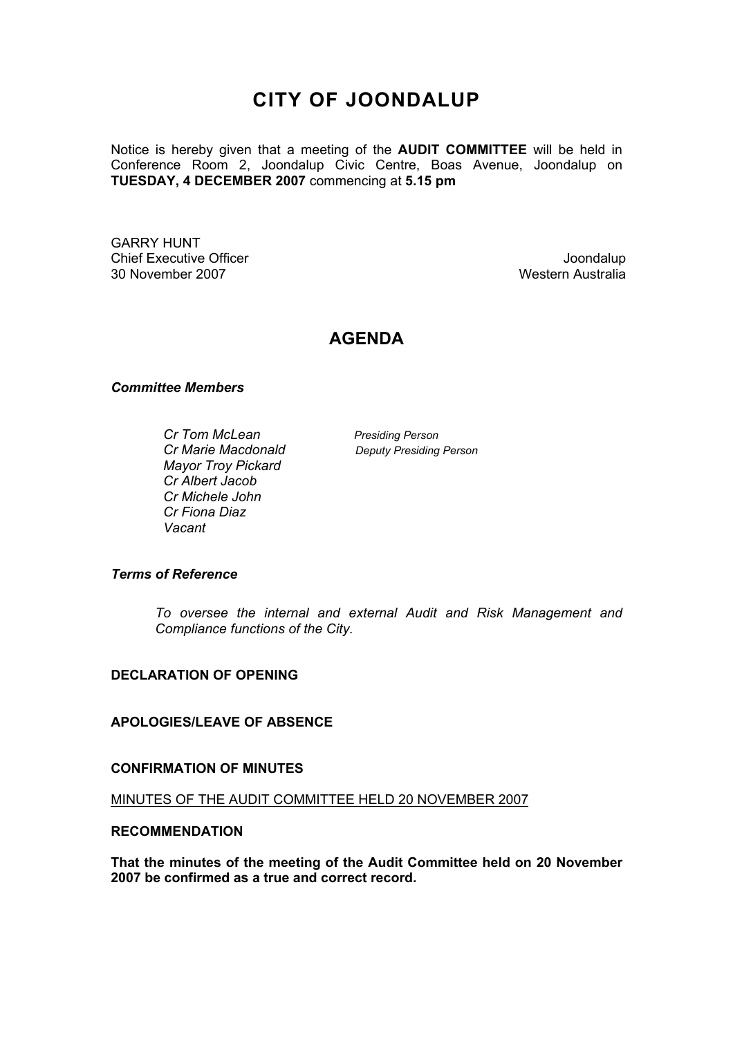# CITY OF JOONDALUP

Notice is hereby given that a meeting of the **AUDIT COMMITTEE** will be held in Conference Room 2, Joondalup Civic Centre, Boas Avenue, Joondalup on **TUESDAY, 4 DECEMBER 2007** commencing at **5.15 pm**

GARRY HUNT
Chief Executive Officer
30 November 2007

Joondalup
Western Australia

## AGENDA

***Committee Members***

| | |
|---|---|
| *Cr Tom McLean* | *Presiding Person* |
| *Cr Marie Macdonald* | *Deputy Presiding Person* |
| *Mayor Troy Pickard* | |
| *Cr Albert Jacob* | |
| *Cr Michele John* | |
| *Cr Fiona Diaz* | |
| *Vacant* | |

***Terms of Reference***

*To oversee the internal and external Audit and Risk Management and Compliance functions of the City.*

**DECLARATION OF OPENING**

**APOLOGIES/LEAVE OF ABSENCE**

**CONFIRMATION OF MINUTES**

MINUTES OF THE AUDIT COMMITTEE HELD 20 NOVEMBER 2007

**RECOMMENDATION**

**That the minutes of the meeting of the Audit Committee held on 20 November 2007 be confirmed as a true and correct record.**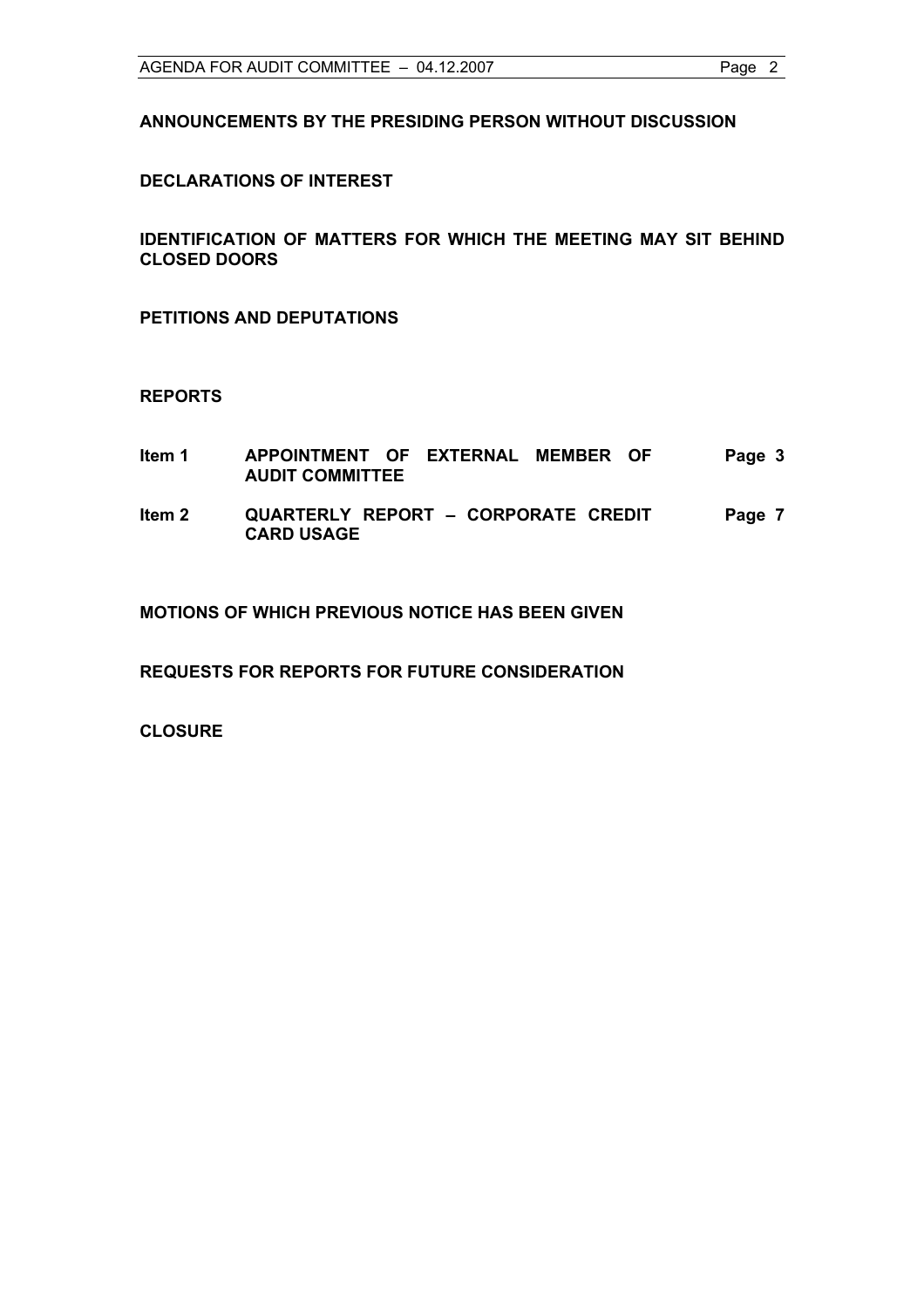**ANNOUNCEMENTS BY THE PRESIDING PERSON WITHOUT DISCUSSION**

**DECLARATIONS OF INTEREST**

**IDENTIFICATION OF MATTERS FOR WHICH THE MEETING MAY SIT BEHIND CLOSED DOORS**

**PETITIONS AND DEPUTATIONS**

**REPORTS**

| | | |
|---|---|---|
| **Item 1** | **APPOINTMENT OF EXTERNAL MEMBER OF AUDIT COMMITTEE** | **Page 3** |
| **Item 2** | **QUARTERLY REPORT – CORPORATE CREDIT CARD USAGE** | **Page 7** |

**MOTIONS OF WHICH PREVIOUS NOTICE HAS BEEN GIVEN**

**REQUESTS FOR REPORTS FOR FUTURE CONSIDERATION**

**CLOSURE**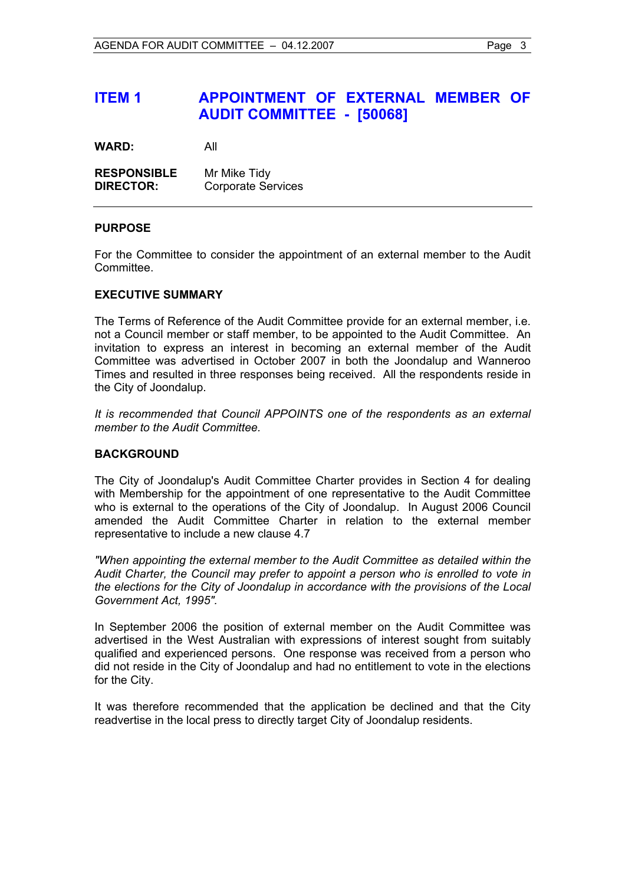# ITEM 1 APPOINTMENT OF EXTERNAL MEMBER OF AUDIT COMMITTEE - [50068]

**WARD:** All

**RESPONSIBLE DIRECTOR:** Mr Mike Tidy
Corporate Services

---

### PURPOSE

For the Committee to consider the appointment of an external member to the Audit Committee.

### EXECUTIVE SUMMARY

The Terms of Reference of the Audit Committee provide for an external member, i.e. not a Council member or staff member, to be appointed to the Audit Committee. An invitation to express an interest in becoming an external member of the Audit Committee was advertised in October 2007 in both the Joondalup and Wanneroo Times and resulted in three responses being received. All the respondents reside in the City of Joondalup.

*It is recommended that Council APPOINTS one of the respondents as an external member to the Audit Committee.*

### BACKGROUND

The City of Joondalup's Audit Committee Charter provides in Section 4 for dealing with Membership for the appointment of one representative to the Audit Committee who is external to the operations of the City of Joondalup. In August 2006 Council amended the Audit Committee Charter in relation to the external member representative to include a new clause 4.7

*"When appointing the external member to the Audit Committee as detailed within the Audit Charter, the Council may prefer to appoint a person who is enrolled to vote in the elections for the City of Joondalup in accordance with the provisions of the Local Government Act, 1995".*

In September 2006 the position of external member on the Audit Committee was advertised in the West Australian with expressions of interest sought from suitably qualified and experienced persons. One response was received from a person who did not reside in the City of Joondalup and had no entitlement to vote in the elections for the City.

It was therefore recommended that the application be declined and that the City readvertise in the local press to directly target City of Joondalup residents.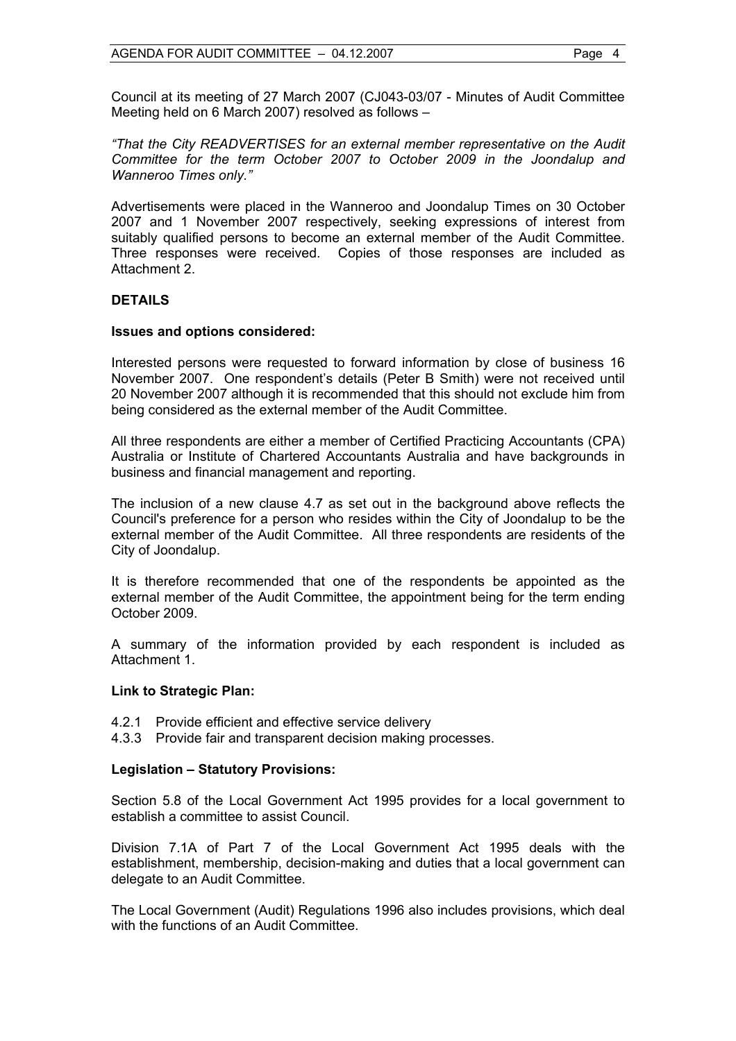Council at its meeting of 27 March 2007 (CJ043-03/07 - Minutes of Audit Committee Meeting held on 6 March 2007) resolved as follows –

*"That the City READVERTISES for an external member representative on the Audit Committee for the term October 2007 to October 2009 in the Joondalup and Wanneroo Times only."*

Advertisements were placed in the Wanneroo and Joondalup Times on 30 October 2007 and 1 November 2007 respectively, seeking expressions of interest from suitably qualified persons to become an external member of the Audit Committee. Three responses were received. Copies of those responses are included as Attachment 2.

**DETAILS**

**Issues and options considered:**

Interested persons were requested to forward information by close of business 16 November 2007. One respondent's details (Peter B Smith) were not received until 20 November 2007 although it is recommended that this should not exclude him from being considered as the external member of the Audit Committee.

All three respondents are either a member of Certified Practicing Accountants (CPA) Australia or Institute of Chartered Accountants Australia and have backgrounds in business and financial management and reporting.

The inclusion of a new clause 4.7 as set out in the background above reflects the Council's preference for a person who resides within the City of Joondalup to be the external member of the Audit Committee. All three respondents are residents of the City of Joondalup.

It is therefore recommended that one of the respondents be appointed as the external member of the Audit Committee, the appointment being for the term ending October 2009.

A summary of the information provided by each respondent is included as Attachment 1.

**Link to Strategic Plan:**

4.2.1 Provide efficient and effective service delivery
4.3.3 Provide fair and transparent decision making processes.

**Legislation – Statutory Provisions:**

Section 5.8 of the Local Government Act 1995 provides for a local government to establish a committee to assist Council.

Division 7.1A of Part 7 of the Local Government Act 1995 deals with the establishment, membership, decision-making and duties that a local government can delegate to an Audit Committee.

The Local Government (Audit) Regulations 1996 also includes provisions, which deal with the functions of an Audit Committee.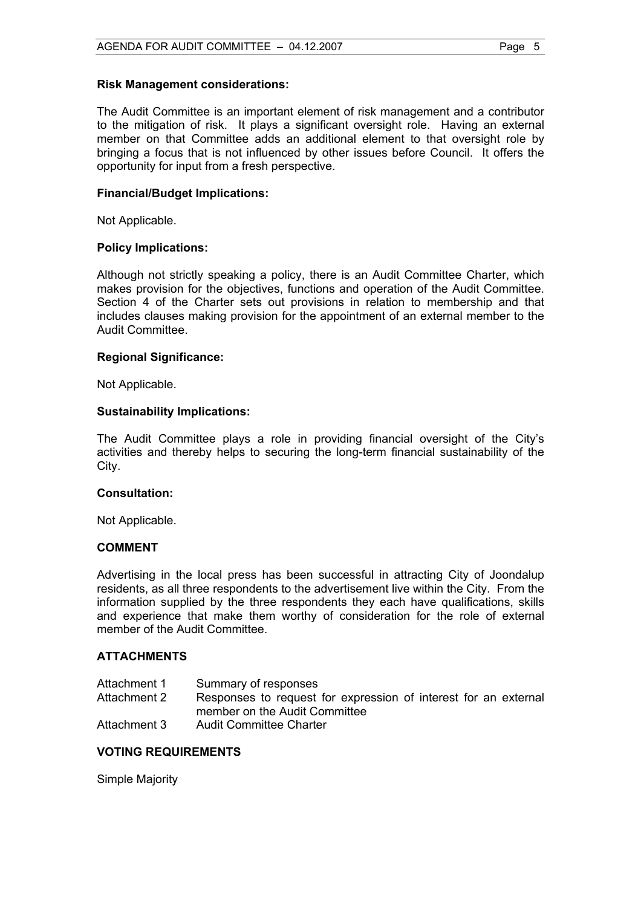**Risk Management considerations:**

The Audit Committee is an important element of risk management and a contributor to the mitigation of risk. It plays a significant oversight role. Having an external member on that Committee adds an additional element to that oversight role by bringing a focus that is not influenced by other issues before Council. It offers the opportunity for input from a fresh perspective.

**Financial/Budget Implications:**

Not Applicable.

**Policy Implications:**

Although not strictly speaking a policy, there is an Audit Committee Charter, which makes provision for the objectives, functions and operation of the Audit Committee. Section 4 of the Charter sets out provisions in relation to membership and that includes clauses making provision for the appointment of an external member to the Audit Committee.

**Regional Significance:**

Not Applicable.

**Sustainability Implications:**

The Audit Committee plays a role in providing financial oversight of the City's activities and thereby helps to securing the long-term financial sustainability of the City.

**Consultation:**

Not Applicable.

## COMMENT

Advertising in the local press has been successful in attracting City of Joondalup residents, as all three respondents to the advertisement live within the City. From the information supplied by the three respondents they each have qualifications, skills and experience that make them worthy of consideration for the role of external member of the Audit Committee.

## ATTACHMENTS

| | |
|---|---|
| Attachment 1 | Summary of responses |
| Attachment 2 | Responses to request for expression of interest for an external member on the Audit Committee |
| Attachment 3 | Audit Committee Charter |

## VOTING REQUIREMENTS

Simple Majority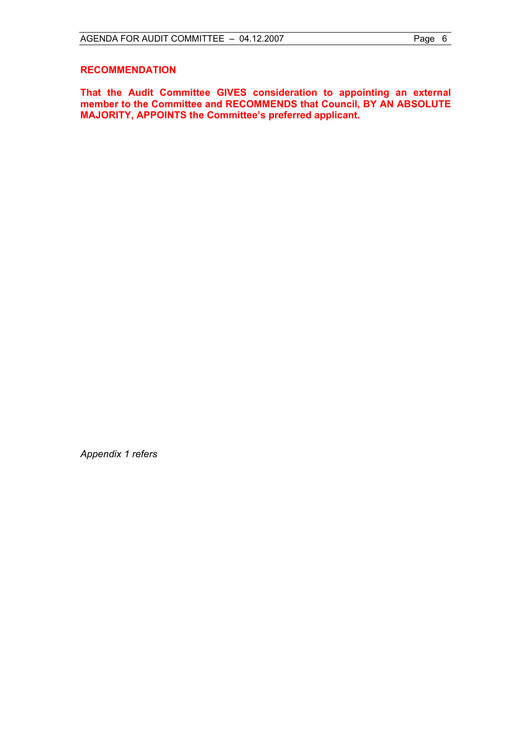## RECOMMENDATION

**That the Audit Committee GIVES consideration to appointing an external member to the Committee and RECOMMENDS that Council, BY AN ABSOLUTE MAJORITY, APPOINTS the Committee's preferred applicant.**

*Appendix 1 refers*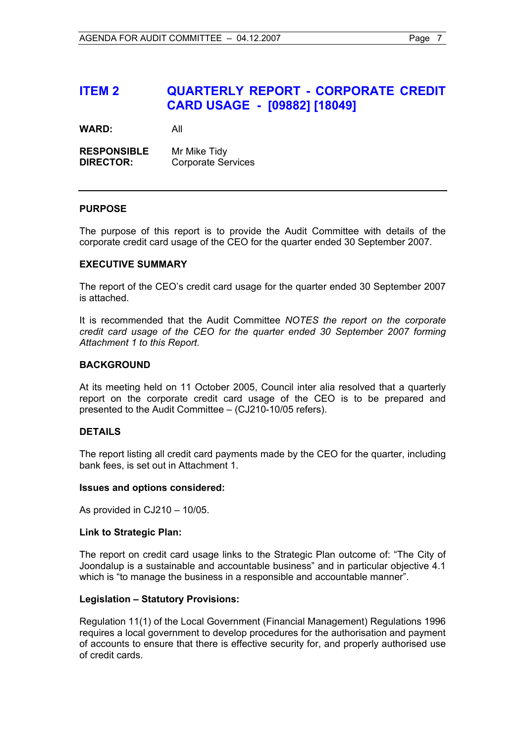# ITEM 2 QUARTERLY REPORT - CORPORATE CREDIT CARD USAGE - [09882] [18049]

**WARD:** All

**RESPONSIBLE DIRECTOR:** Mr Mike Tidy
Corporate Services

---

## PURPOSE

The purpose of this report is to provide the Audit Committee with details of the corporate credit card usage of the CEO for the quarter ended 30 September 2007.

## EXECUTIVE SUMMARY

The report of the CEO's credit card usage for the quarter ended 30 September 2007 is attached.

It is recommended that the Audit Committee *NOTES the report on the corporate credit card usage of the CEO for the quarter ended 30 September 2007 forming Attachment 1 to this Report.*

## BACKGROUND

At its meeting held on 11 October 2005, Council inter alia resolved that a quarterly report on the corporate credit card usage of the CEO is to be prepared and presented to the Audit Committee – (CJ210-10/05 refers).

## DETAILS

The report listing all credit card payments made by the CEO for the quarter, including bank fees, is set out in Attachment 1.

### Issues and options considered:

As provided in CJ210 – 10/05.

### Link to Strategic Plan:

The report on credit card usage links to the Strategic Plan outcome of: "The City of Joondalup is a sustainable and accountable business" and in particular objective 4.1 which is "to manage the business in a responsible and accountable manner".

### Legislation – Statutory Provisions:

Regulation 11(1) of the Local Government (Financial Management) Regulations 1996 requires a local government to develop procedures for the authorisation and payment of accounts to ensure that there is effective security for, and properly authorised use of credit cards.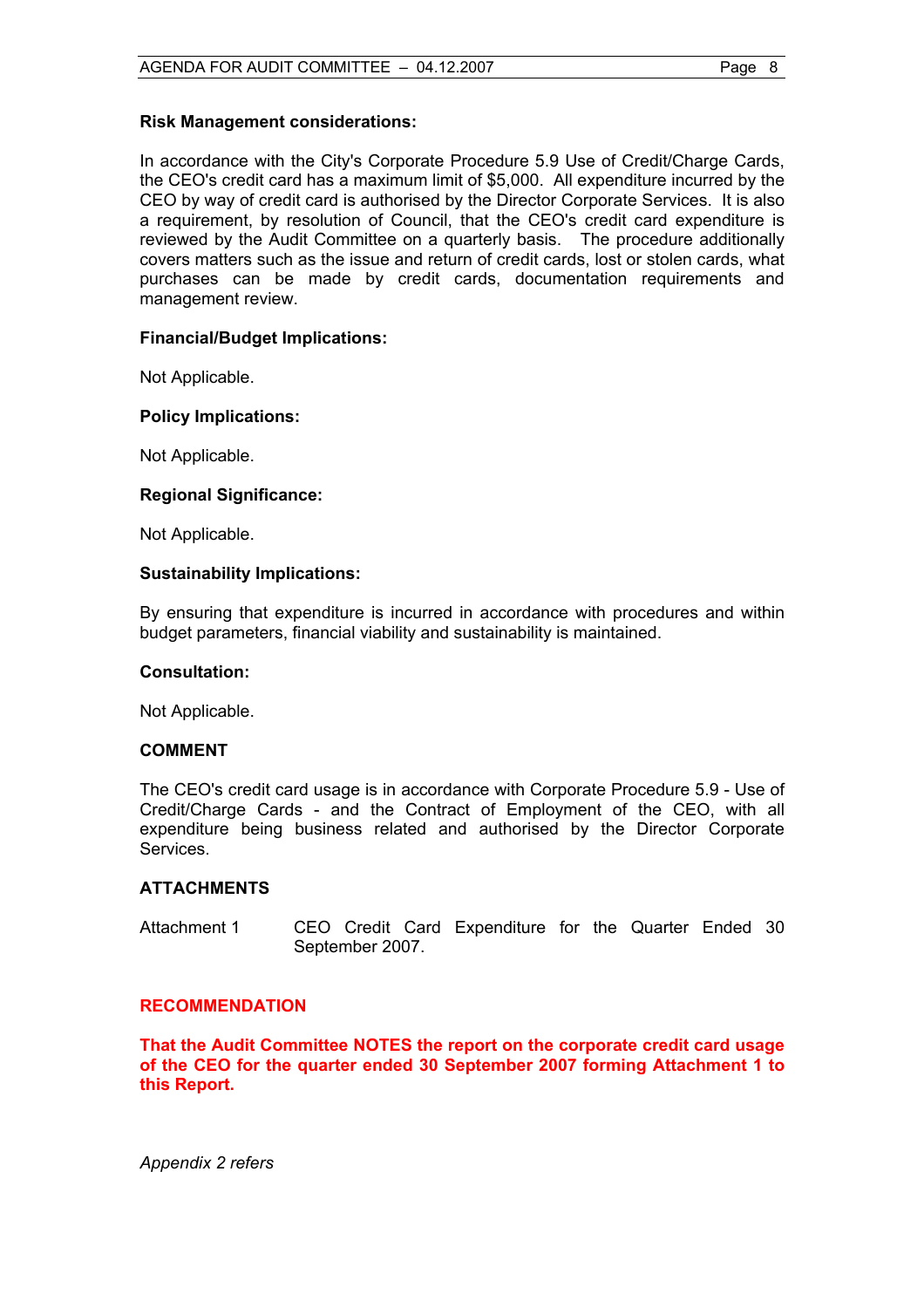**Risk Management considerations:**

In accordance with the City's Corporate Procedure 5.9 Use of Credit/Charge Cards, the CEO's credit card has a maximum limit of $5,000. All expenditure incurred by the CEO by way of credit card is authorised by the Director Corporate Services. It is also a requirement, by resolution of Council, that the CEO's credit card expenditure is reviewed by the Audit Committee on a quarterly basis. The procedure additionally covers matters such as the issue and return of credit cards, lost or stolen cards, what purchases can be made by credit cards, documentation requirements and management review.

**Financial/Budget Implications:**

Not Applicable.

**Policy Implications:**

Not Applicable.

**Regional Significance:**

Not Applicable.

**Sustainability Implications:**

By ensuring that expenditure is incurred in accordance with procedures and within budget parameters, financial viability and sustainability is maintained.

**Consultation:**

Not Applicable.

**COMMENT**

The CEO's credit card usage is in accordance with Corporate Procedure 5.9 - Use of Credit/Charge Cards - and the Contract of Employment of the CEO, with all expenditure being business related and authorised by the Director Corporate Services.

**ATTACHMENTS**

Attachment 1 CEO Credit Card Expenditure for the Quarter Ended 30 September 2007.

**RECOMMENDATION**

**That the Audit Committee NOTES the report on the corporate credit card usage of the CEO for the quarter ended 30 September 2007 forming Attachment 1 to this Report.**

*Appendix 2 refers*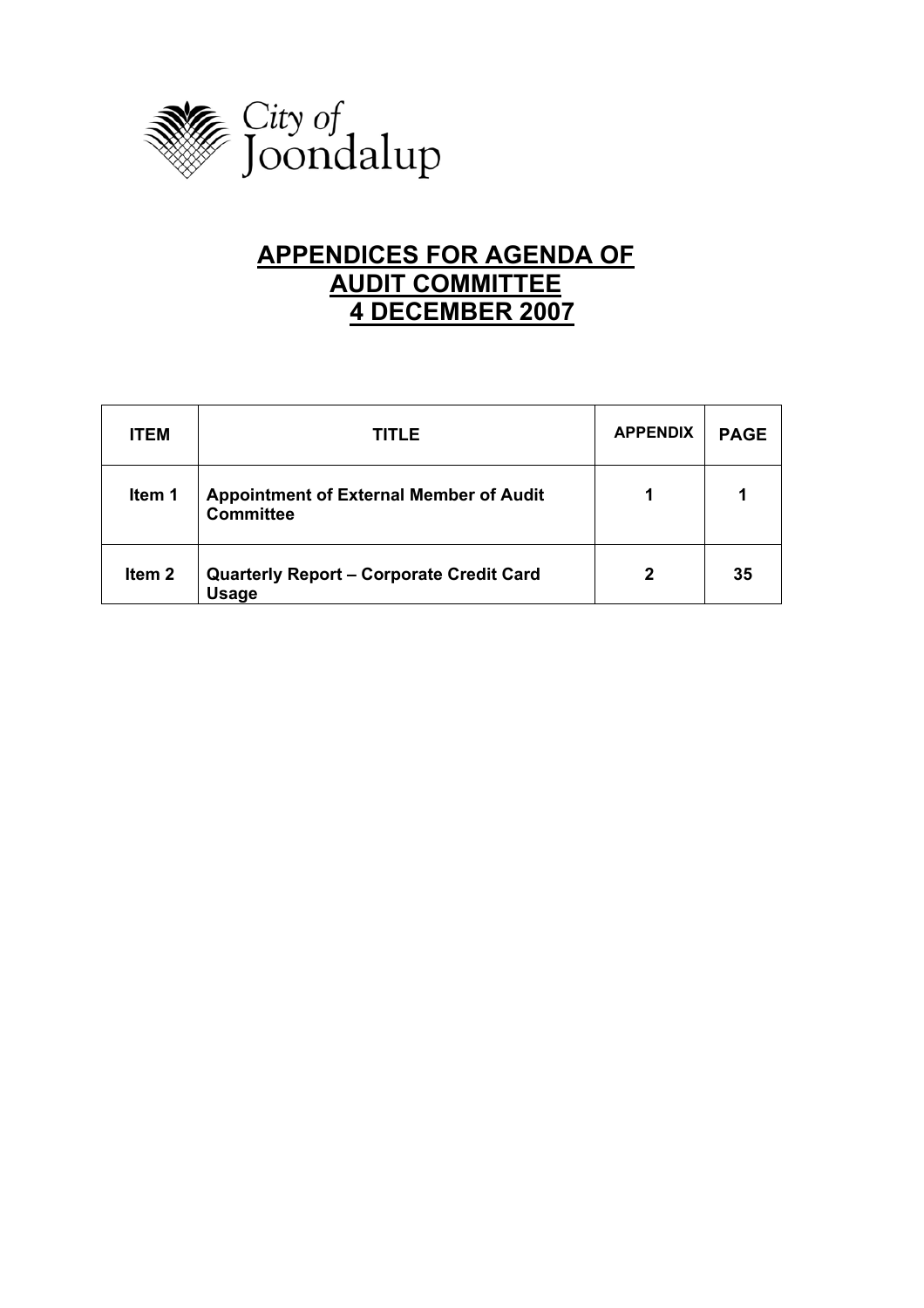City of Joondalup

# APPENDICES FOR AGENDA OF AUDIT COMMITTEE 4 DECEMBER 2007

| ITEM | TITLE | APPENDIX | PAGE |
|---|---|---|---|
| Item 1 | Appointment of External Member of Audit Committee | 1 | 1 |
| Item 2 | Quarterly Report – Corporate Credit Card Usage | 2 | 35 |